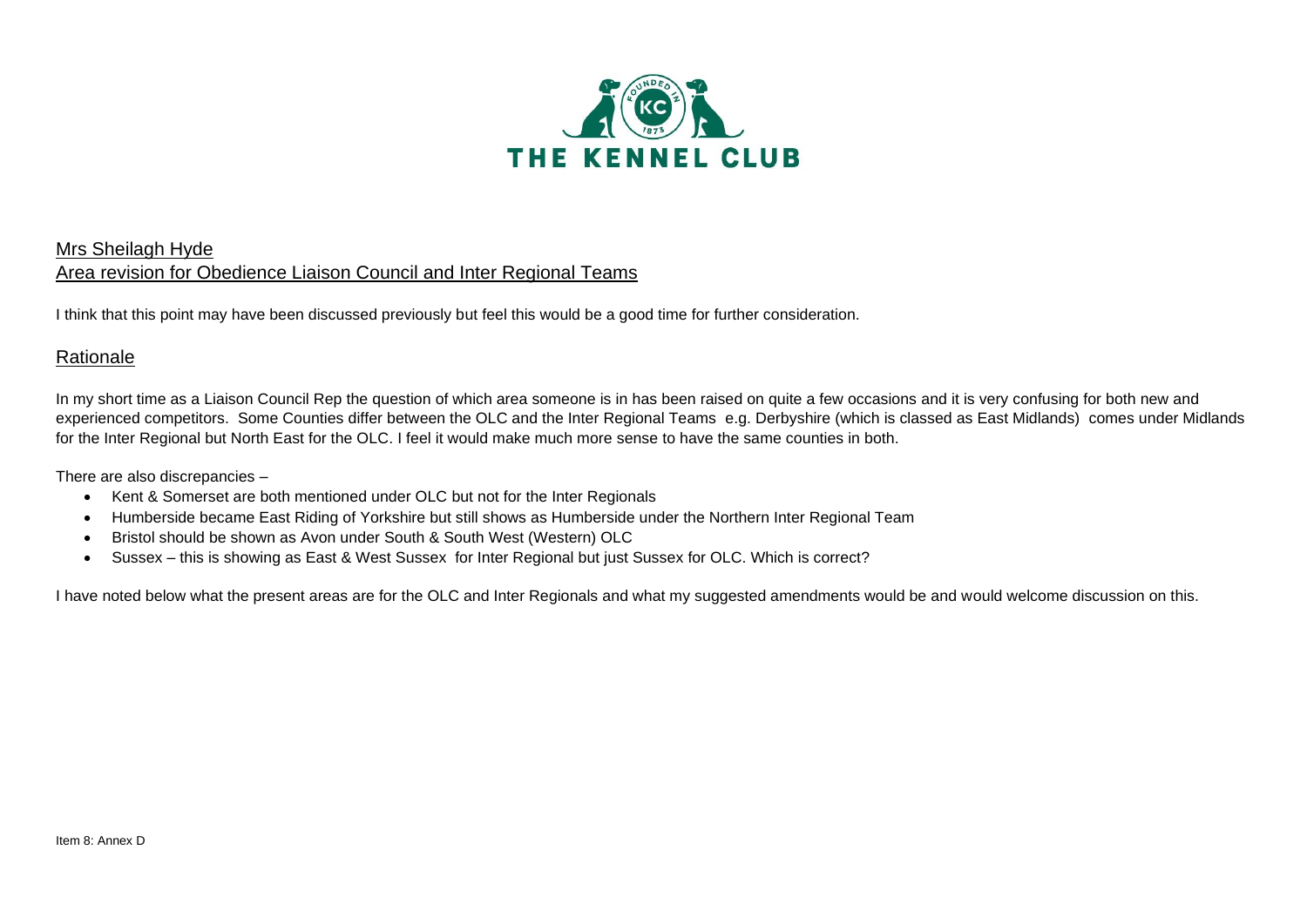THE KENNEL CLUB

## Mrs Sheilagh Hyde

## Area revision for Obedience Liaison Council and Inter Regional Teams

I think that this point may have been discussed previously but feel this would be a good time for further consideration.

### Rationale

In my short time as a Liaison Council Rep the question of which area someone is in has been raised on quite a few occasions and it is very confusing for both new and experienced competitors. Some Counties differ between the OLC and the Inter Regional Teams e.g. Derbyshire (which is classed as East Midlands) comes under Midlands for the Inter Regional but North East for the OLC. I feel it would make much more sense to have the same counties in both.

There are also discrepancies –

- Kent & Somerset are both mentioned under OLC but not for the Inter Regionals
- Humberside became East Riding of Yorkshire but still shows as Humberside under the Northern Inter Regional Team
- Bristol should be shown as Avon under South & South West (Western) OLC
- Sussex – this is showing as East & West Sussex for Inter Regional but just Sussex for OLC. Which is correct?

I have noted below what the present areas are for the OLC and Inter Regionals and what my suggested amendments would be and would welcome discussion on this.

Item 8: Annex D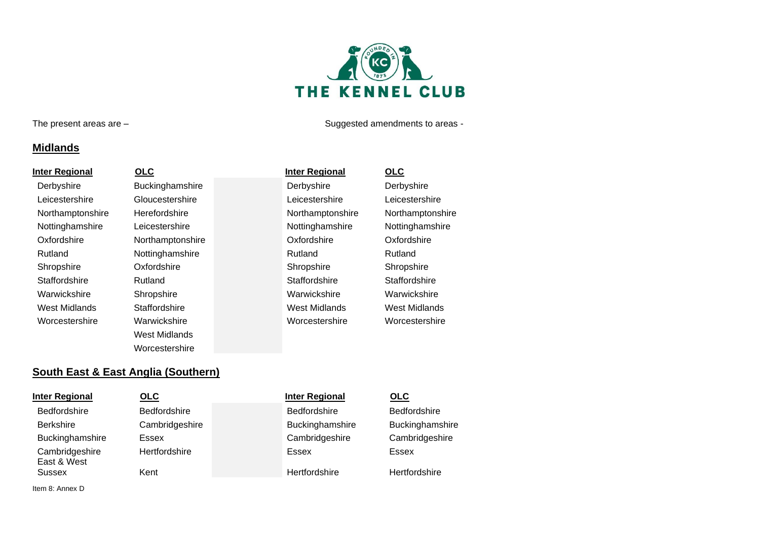The present areas are –

Suggested amendments to areas -

## Midlands

| Inter Regional | OLC | | Inter Regional | OLC |
|---|---|---|---|---|
| Derbyshire | Buckinghamshire | | Derbyshire | Derbyshire |
| Leicestershire | Gloucestershire | | Leicestershire | Leicestershire |
| Northamptonshire | Herefordshire | | Northamptonshire | Northamptonshire |
| Nottinghamshire | Leicestershire | | Nottinghamshire | Nottinghamshire |
| Oxfordshire | Northamptonshire | | Oxfordshire | Oxfordshire |
| Rutland | Nottinghamshire | | Rutland | Rutland |
| Shropshire | Oxfordshire | | Shropshire | Shropshire |
| Staffordshire | Rutland | | Staffordshire | Staffordshire |
| Warwickshire | Shropshire | | Warwickshire | Warwickshire |
| West Midlands | Staffordshire | | West Midlands | West Midlands |
| Worcestershire | Warwickshire | | Worcestershire | Worcestershire |
| | West Midlands | | | |
| | Worcestershire | | | |

## South East & East Anglia (Southern)

| Inter Regional | OLC | | Inter Regional | OLC |
|---|---|---|---|---|
| Bedfordshire | Bedfordshire | | Bedfordshire | Bedfordshire |
| Berkshire | Cambridgeshire | | Buckinghamshire | Buckinghamshire |
| Buckinghamshire | Essex | | Cambridgeshire | Cambridgeshire |
| Cambridgeshire | Hertfordshire | | Essex | Essex |
| East & West Sussex | Kent | | Hertfordshire | Hertfordshire |

Item 8: Annex D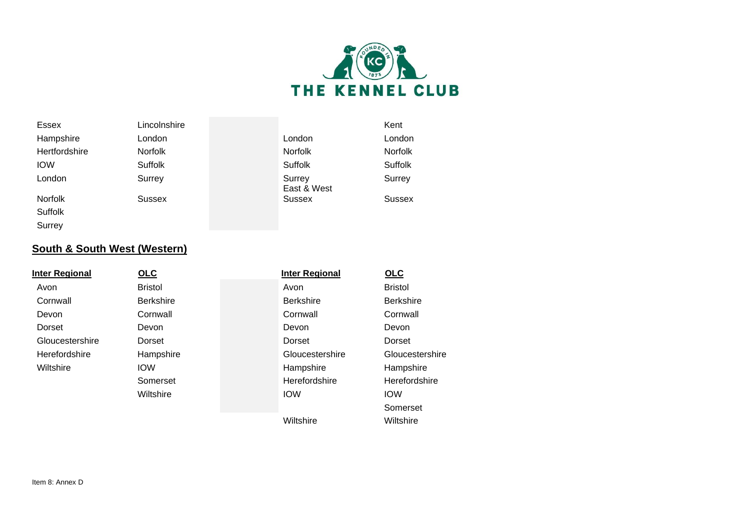| | | | | |
|---|---|---|---|---|
| Essex | Lincolnshire | | | Kent |
| Hampshire | London | | London | London |
| Hertfordshire | Norfolk | | Norfolk | Norfolk |
| IOW | Suffolk | | Suffolk | Suffolk |
| London | Surrey | | Surrey | Surrey |
| Norfolk | Sussex | | East & West Sussex | Sussex |
| Suffolk | | | | |
| Surrey | | | | |

## **South & South West (Western)**

| **Inter Regional** | **OLC** | | **Inter Regional** | **OLC** |
|---|---|---|---|---|
| Avon | Bristol | | Avon | Bristol |
| Cornwall | Berkshire | | Berkshire | Berkshire |
| Devon | Cornwall | | Cornwall | Cornwall |
| Dorset | Devon | | Devon | Devon |
| Gloucestershire | Dorset | | Dorset | Dorset |
| Herefordshire | Hampshire | | Gloucestershire | Gloucestershire |
| Wiltshire | IOW | | Hampshire | Hampshire |
| | Somerset | | Herefordshire | Herefordshire |
| | Wiltshire | | IOW | IOW |
| | | | | Somerset |
| | | | Wiltshire | Wiltshire |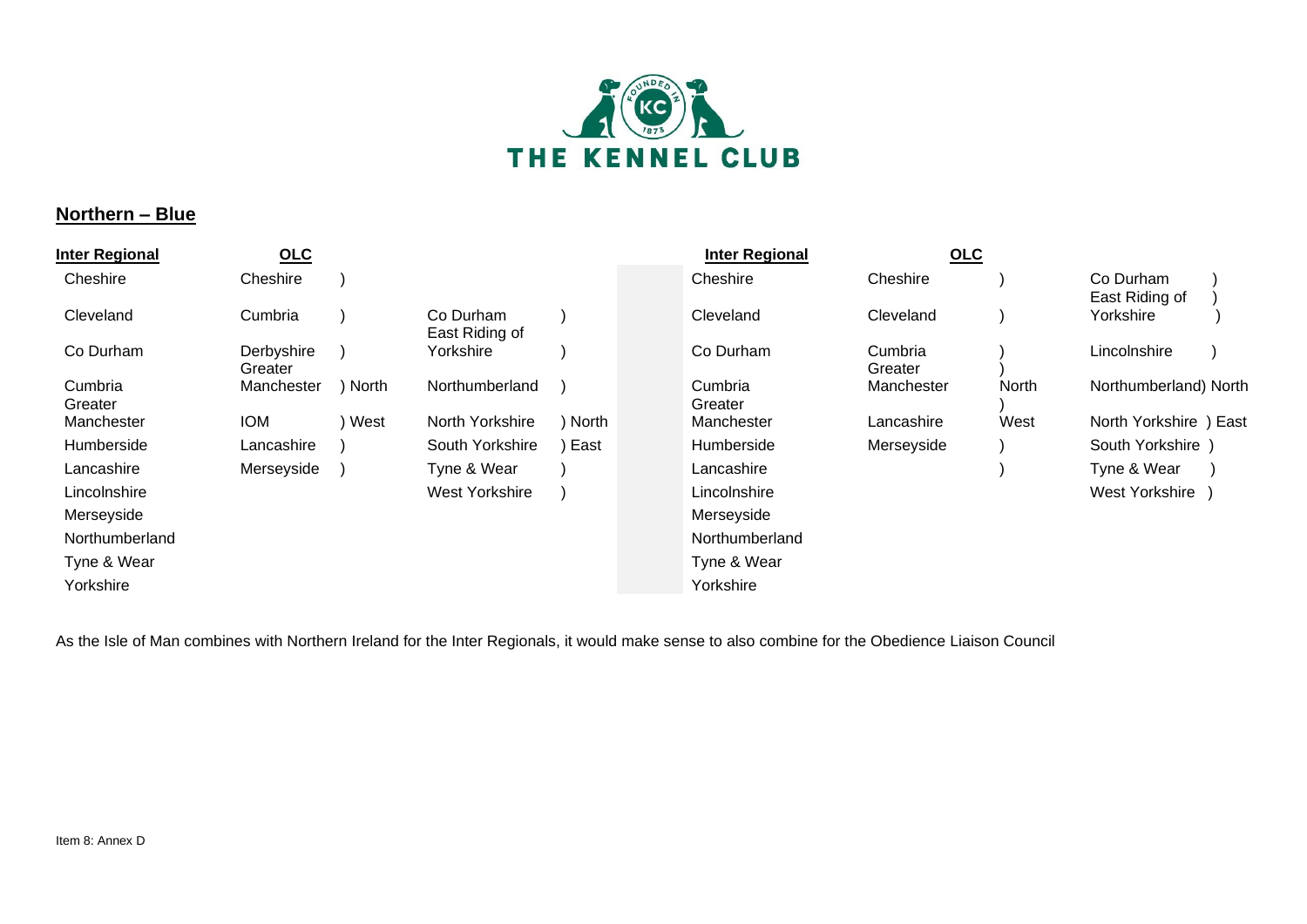## Northern – Blue

| Inter Regional | OLC | | | | Inter Regional | OLC | | | |
|---|---|---|---|---|---|---|---|---|---|
| Cheshire | Cheshire | ) | | | Cheshire | Cheshire | ) | Co Durham | ) |
| Cleveland | Cumbria | ) | Co Durham | ) | Cleveland | Cleveland | ) | East Riding of Yorkshire | ) |
| Co Durham | Derbyshire | ) | East Riding of Yorkshire | ) | Co Durham | Cumbria | ) | Lincolnshire | ) |
| Cumbria | Greater Manchester | ) North | Northumberland | ) | Cumbria | Greater Manchester | ) North | Northumberland | ) North |
| Greater Manchester | IOM | ) West | North Yorkshire | ) North | Greater Manchester | Lancashire | West | North Yorkshire | ) East |
| Humberside | Lancashire | ) | South Yorkshire | ) East | Humberside | Merseyside | ) | South Yorkshire | ) |
| Lancashire | Merseyside | ) | Tyne & Wear | ) | Lancashire | | ) | Tyne & Wear | ) |
| Lincolnshire | | | West Yorkshire | ) | Lincolnshire | | | West Yorkshire | ) |
| Merseyside | | | | | Merseyside | | | | |
| Northumberland | | | | | Northumberland | | | | |
| Tyne & Wear | | | | | Tyne & Wear | | | | |
| Yorkshire | | | | | Yorkshire | | | | |

As the Isle of Man combines with Northern Ireland for the Inter Regionals, it would make sense to also combine for the Obedience Liaison Council

Item 8: Annex D